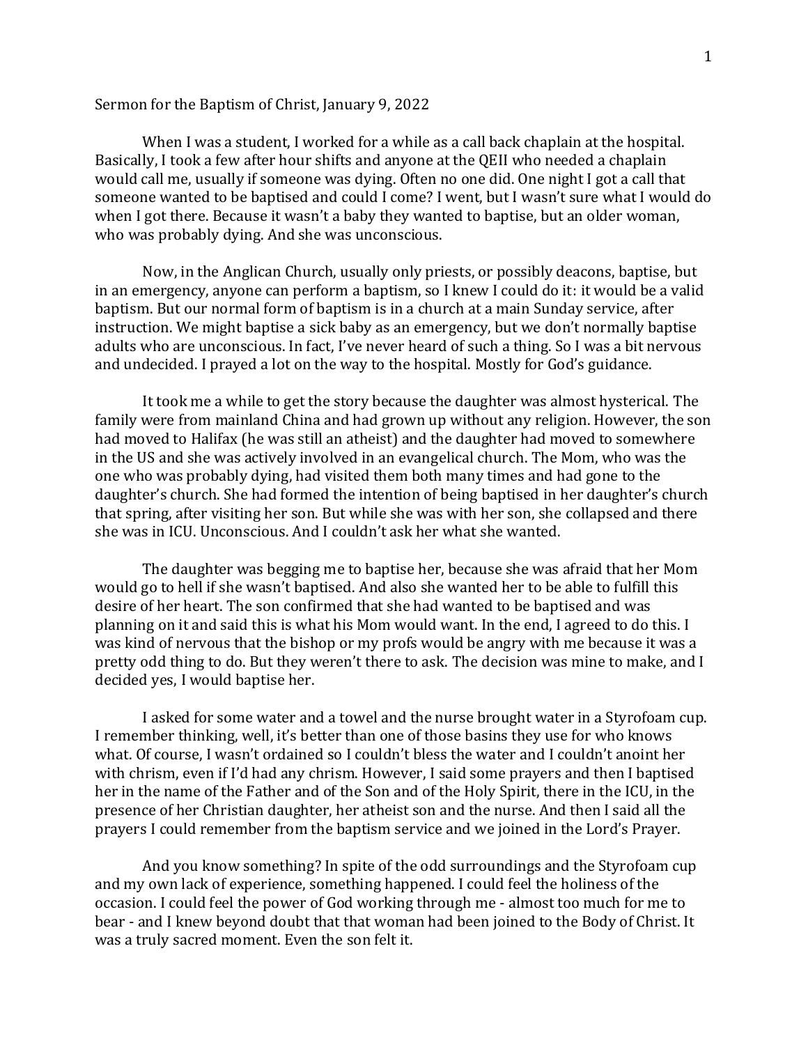Sermon for the Baptism of Christ, January 9, 2022

When I was a student, I worked for a while as a call back chaplain at the hospital. Basically, I took a few after hour shifts and anyone at the QEII who needed a chaplain would call me, usually if someone was dying. Often no one did. One night I got a call that someone wanted to be baptised and could I come? I went, but I wasn't sure what I would do when I got there. Because it wasn't a baby they wanted to baptise, but an older woman, who was probably dying. And she was unconscious.

Now, in the Anglican Church, usually only priests, or possibly deacons, baptise, but in an emergency, anyone can perform a baptism, so I knew I could do it: it would be a valid baptism. But our normal form of baptism is in a church at a main Sunday service, after instruction. We might baptise a sick baby as an emergency, but we don't normally baptise adults who are unconscious. In fact, I've never heard of such a thing. So I was a bit nervous and undecided. I prayed a lot on the way to the hospital. Mostly for God's guidance.

It took me a while to get the story because the daughter was almost hysterical. The family were from mainland China and had grown up without any religion. However, the son had moved to Halifax (he was still an atheist) and the daughter had moved to somewhere in the US and she was actively involved in an evangelical church. The Mom, who was the one who was probably dying, had visited them both many times and had gone to the daughter's church. She had formed the intention of being baptised in her daughter's church that spring, after visiting her son. But while she was with her son, she collapsed and there she was in ICU. Unconscious. And I couldn't ask her what she wanted.

The daughter was begging me to baptise her, because she was afraid that her Mom would go to hell if she wasn't baptised. And also she wanted her to be able to fulfill this desire of her heart. The son confirmed that she had wanted to be baptised and was planning on it and said this is what his Mom would want. In the end, I agreed to do this. I was kind of nervous that the bishop or my profs would be angry with me because it was a pretty odd thing to do. But they weren't there to ask. The decision was mine to make, and I decided yes, I would baptise her.

I asked for some water and a towel and the nurse brought water in a Styrofoam cup. I remember thinking, well, it's better than one of those basins they use for who knows what. Of course, I wasn't ordained so I couldn't bless the water and I couldn't anoint her with chrism, even if I'd had any chrism. However, I said some prayers and then I baptised her in the name of the Father and of the Son and of the Holy Spirit, there in the ICU, in the presence of her Christian daughter, her atheist son and the nurse. And then I said all the prayers I could remember from the baptism service and we joined in the Lord's Prayer.

And you know something? In spite of the odd surroundings and the Styrofoam cup and my own lack of experience, something happened. I could feel the holiness of the occasion. I could feel the power of God working through me - almost too much for me to bear - and I knew beyond doubt that that woman had been joined to the Body of Christ. It was a truly sacred moment. Even the son felt it.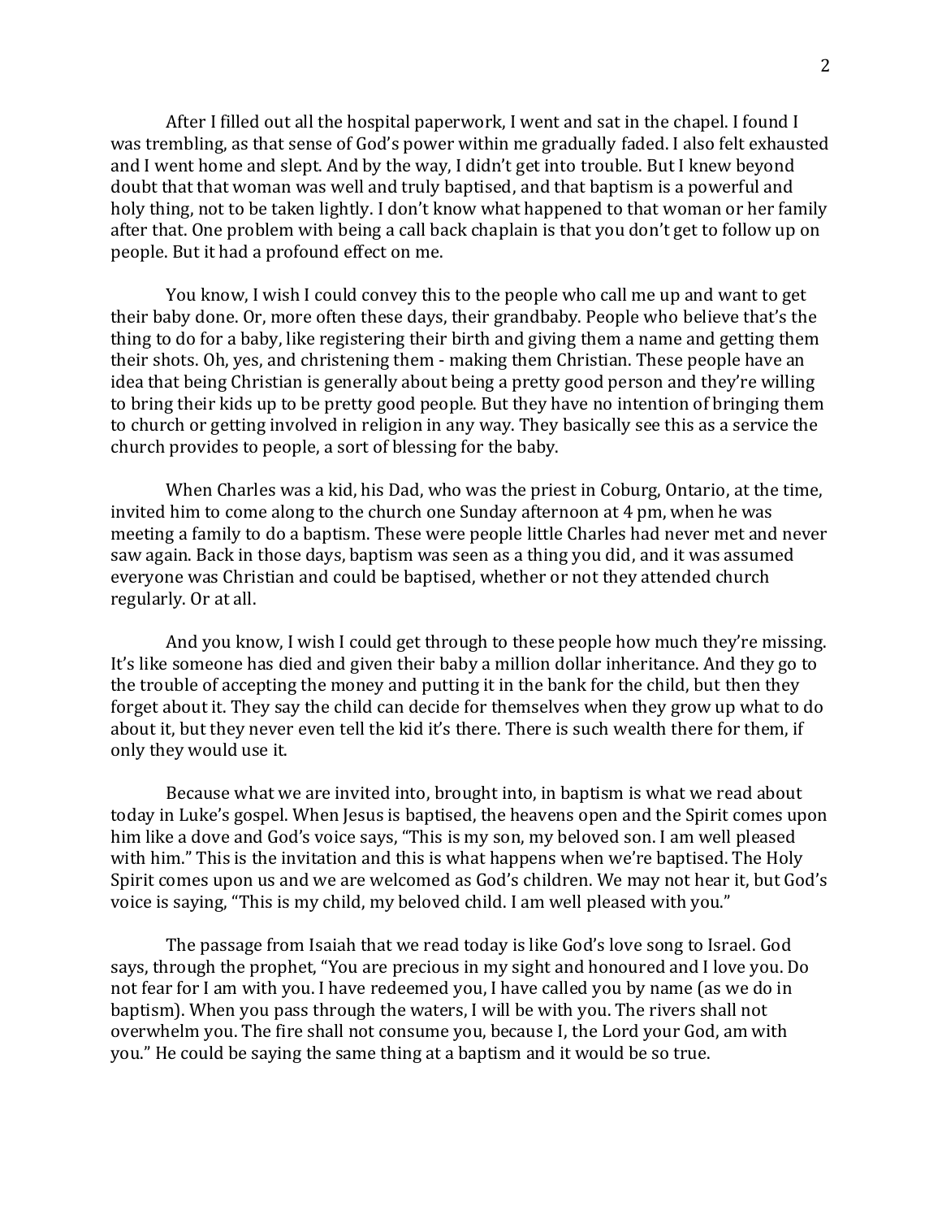After I filled out all the hospital paperwork, I went and sat in the chapel. I found I was trembling, as that sense of God's power within me gradually faded. I also felt exhausted and I went home and slept. And by the way, I didn't get into trouble. But I knew beyond doubt that that woman was well and truly baptised, and that baptism is a powerful and holy thing, not to be taken lightly. I don't know what happened to that woman or her family after that. One problem with being a call back chaplain is that you don't get to follow up on people. But it had a profound effect on me.

You know, I wish I could convey this to the people who call me up and want to get their baby done. Or, more often these days, their grandbaby. People who believe that's the thing to do for a baby, like registering their birth and giving them a name and getting them their shots. Oh, yes, and christening them - making them Christian. These people have an idea that being Christian is generally about being a pretty good person and they're willing to bring their kids up to be pretty good people. But they have no intention of bringing them to church or getting involved in religion in any way. They basically see this as a service the church provides to people, a sort of blessing for the baby.

When Charles was a kid, his Dad, who was the priest in Coburg, Ontario, at the time, invited him to come along to the church one Sunday afternoon at 4 pm, when he was meeting a family to do a baptism. These were people little Charles had never met and never saw again. Back in those days, baptism was seen as a thing you did, and it was assumed everyone was Christian and could be baptised, whether or not they attended church regularly. Or at all.

And you know, I wish I could get through to these people how much they're missing. It's like someone has died and given their baby a million dollar inheritance. And they go to the trouble of accepting the money and putting it in the bank for the child, but then they forget about it. They say the child can decide for themselves when they grow up what to do about it, but they never even tell the kid it's there. There is such wealth there for them, if only they would use it.

Because what we are invited into, brought into, in baptism is what we read about today in Luke's gospel. When Jesus is baptised, the heavens open and the Spirit comes upon him like a dove and God's voice says, "This is my son, my beloved son. I am well pleased with him." This is the invitation and this is what happens when we're baptised. The Holy Spirit comes upon us and we are welcomed as God's children. We may not hear it, but God's voice is saying, "This is my child, my beloved child. I am well pleased with you."

The passage from Isaiah that we read today is like God's love song to Israel. God says, through the prophet, "You are precious in my sight and honoured and I love you. Do not fear for I am with you. I have redeemed you, I have called you by name (as we do in baptism). When you pass through the waters, I will be with you. The rivers shall not overwhelm you. The fire shall not consume you, because I, the Lord your God, am with you." He could be saying the same thing at a baptism and it would be so true.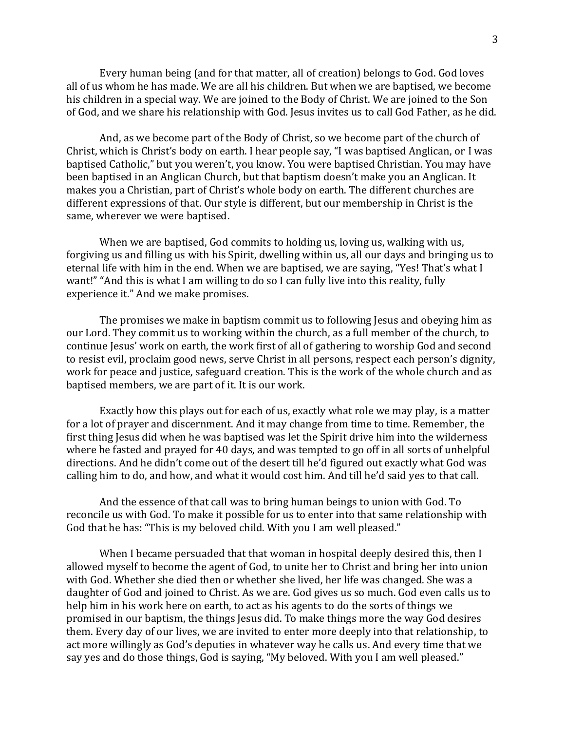Every human being (and for that matter, all of creation) belongs to God. God loves all of us whom he has made. We are all his children. But when we are baptised, we become his children in a special way. We are joined to the Body of Christ. We are joined to the Son of God, and we share his relationship with God. Jesus invites us to call God Father, as he did.

And, as we become part of the Body of Christ, so we become part of the church of Christ, which is Christ's body on earth. I hear people say, "I was baptised Anglican, or I was baptised Catholic," but you weren't, you know. You were baptised Christian. You may have been baptised in an Anglican Church, but that baptism doesn't make you an Anglican. It makes you a Christian, part of Christ's whole body on earth. The different churches are different expressions of that. Our style is different, but our membership in Christ is the same, wherever we were baptised.

When we are baptised, God commits to holding us, loving us, walking with us, forgiving us and filling us with his Spirit, dwelling within us, all our days and bringing us to eternal life with him in the end. When we are baptised, we are saying, "Yes! That's what I want!" "And this is what I am willing to do so I can fully live into this reality, fully experience it." And we make promises.

The promises we make in baptism commit us to following Jesus and obeying him as our Lord. They commit us to working within the church, as a full member of the church, to continue Jesus' work on earth, the work first of all of gathering to worship God and second to resist evil, proclaim good news, serve Christ in all persons, respect each person's dignity, work for peace and justice, safeguard creation. This is the work of the whole church and as baptised members, we are part of it. It is our work.

Exactly how this plays out for each of us, exactly what role we may play, is a matter for a lot of prayer and discernment. And it may change from time to time. Remember, the first thing Jesus did when he was baptised was let the Spirit drive him into the wilderness where he fasted and prayed for 40 days, and was tempted to go off in all sorts of unhelpful directions. And he didn't come out of the desert till he'd figured out exactly what God was calling him to do, and how, and what it would cost him. And till he'd said yes to that call.

And the essence of that call was to bring human beings to union with God. To reconcile us with God. To make it possible for us to enter into that same relationship with God that he has: "This is my beloved child. With you I am well pleased."

When I became persuaded that that woman in hospital deeply desired this, then I allowed myself to become the agent of God, to unite her to Christ and bring her into union with God. Whether she died then or whether she lived, her life was changed. She was a daughter of God and joined to Christ. As we are. God gives us so much. God even calls us to help him in his work here on earth, to act as his agents to do the sorts of things we promised in our baptism, the things Jesus did. To make things more the way God desires them. Every day of our lives, we are invited to enter more deeply into that relationship, to act more willingly as God's deputies in whatever way he calls us. And every time that we say yes and do those things, God is saying, "My beloved. With you I am well pleased."